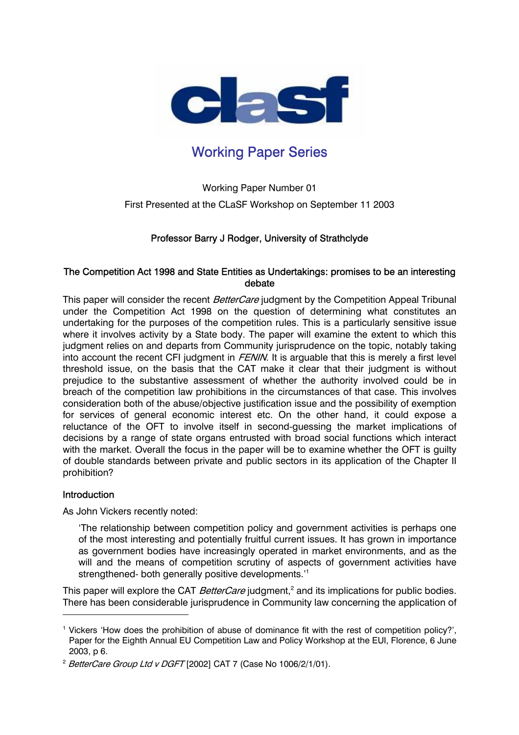# Working Paper Series

Working Paper Number 01

First Presented at the CLaSF Workshop on September 11 2003

**Professor Barry J Rodger, University of Strathclyde**

## The Competition Act 1998 and State Entities as Undertakings: promises to be an interesting debate

This paper will consider the recent *BetterCare* judgment by the Competition Appeal Tribunal under the Competition Act 1998 on the question of determining what constitutes an undertaking for the purposes of the competition rules. This is a particularly sensitive issue where it involves activity by a State body. The paper will examine the extent to which this judgment relies on and departs from Community jurisprudence on the topic, notably taking into account the recent CFI judgment in *FENIN*. It is arguable that this is merely a first level threshold issue, on the basis that the CAT make it clear that their judgment is without prejudice to the substantive assessment of whether the authority involved could be in breach of the competition law prohibitions in the circumstances of that case. This involves consideration both of the abuse/objective justification issue and the possibility of exemption for services of general economic interest etc. On the other hand, it could expose a reluctance of the OFT to involve itself in second-guessing the market implications of decisions by a range of state organs entrusted with broad social functions which interact with the market. Overall the focus in the paper will be to examine whether the OFT is guilty of double standards between private and public sectors in its application of the Chapter II prohibition?

### Introduction

As John Vickers recently noted:

> 'The relationship between competition policy and government activities is perhaps one of the most interesting and potentially fruitful current issues. It has grown in importance as government bodies have increasingly operated in market environments, and as the will and the means of competition scrutiny of aspects of government activities have strengthened- both generally positive developments.'[1]

This paper will explore the CAT *BetterCare* judgment,[2] and its implications for public bodies. There has been considerable jurisprudence in Community law concerning the application of

---

[1] Vickers 'How does the prohibition of abuse of dominance fit with the rest of competition policy?', Paper for the Eighth Annual EU Competition Law and Policy Workshop at the EUI, Florence, 6 June 2003, p 6.

[2] *BetterCare Group Ltd v DGFT* [2002] CAT 7 (Case No 1006/2/1/01).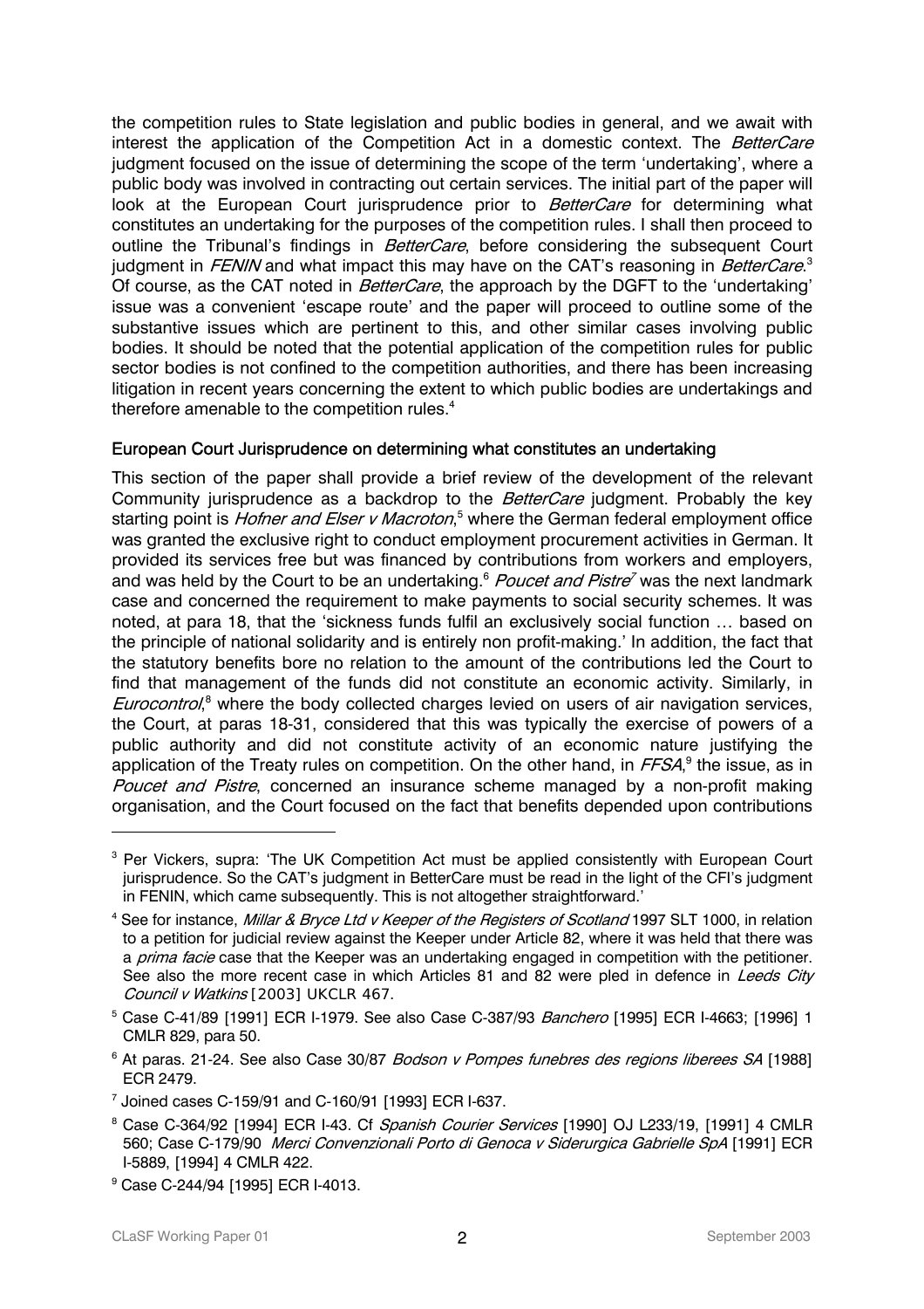the competition rules to State legislation and public bodies in general, and we await with interest the application of the Competition Act in a domestic context. The *BetterCare* judgment focused on the issue of determining the scope of the term 'undertaking', where a public body was involved in contracting out certain services. The initial part of the paper will look at the European Court jurisprudence prior to *BetterCare* for determining what constitutes an undertaking for the purposes of the competition rules. I shall then proceed to outline the Tribunal's findings in *BetterCare*, before considering the subsequent Court judgment in *FENIN* and what impact this may have on the CAT's reasoning in *BetterCare*.[3] Of course, as the CAT noted in *BetterCare*, the approach by the DGFT to the 'undertaking' issue was a convenient 'escape route' and the paper will proceed to outline some of the substantive issues which are pertinent to this, and other similar cases involving public bodies. It should be noted that the potential application of the competition rules for public sector bodies is not confined to the competition authorities, and there has been increasing litigation in recent years concerning the extent to which public bodies are undertakings and therefore amenable to the competition rules.[4]

**European Court Jurisprudence on determining what constitutes an undertaking**

This section of the paper shall provide a brief review of the development of the relevant Community jurisprudence as a backdrop to the *BetterCare* judgment. Probably the key starting point is *Hofner and Elser v Macroton*,[5] where the German federal employment office was granted the exclusive right to conduct employment procurement activities in German. It provided its services free but was financed by contributions from workers and employers, and was held by the Court to be an undertaking.[6] *Poucet and Pistre*[7] was the next landmark case and concerned the requirement to make payments to social security schemes. It was noted, at para 18, that the 'sickness funds fulfil an exclusively social function … based on the principle of national solidarity and is entirely non profit-making.' In addition, the fact that the statutory benefits bore no relation to the amount of the contributions led the Court to find that management of the funds did not constitute an economic activity. Similarly, in *Eurocontrol*,[8] where the body collected charges levied on users of air navigation services, the Court, at paras 18-31, considered that this was typically the exercise of powers of a public authority and did not constitute activity of an economic nature justifying the application of the Treaty rules on competition. On the other hand, in *FFSA*,[9] the issue, as in *Poucet and Pistre*, concerned an insurance scheme managed by a non-profit making organisation, and the Court focused on the fact that benefits depended upon contributions

---

[3] Per Vickers, supra: 'The UK Competition Act must be applied consistently with European Court jurisprudence. So the CAT's judgment in BetterCare must be read in the light of the CFI's judgment in FENIN, which came subsequently. This is not altogether straightforward.'

[4] See for instance, *Millar & Bryce Ltd v Keeper of the Registers of Scotland* 1997 SLT 1000, in relation to a petition for judicial review against the Keeper under Article 82, where it was held that there was a *prima facie* case that the Keeper was an undertaking engaged in competition with the petitioner. See also the more recent case in which Articles 81 and 82 were pled in defence in *Leeds City Council v Watkins* [2003] UKCLR 467.

[5] Case C-41/89 [1991] ECR I-1979. See also Case C-387/93 *Banchero* [1995] ECR I-4663; [1996] 1 CMLR 829, para 50.

[6] At paras. 21-24. See also Case 30/87 *Bodson v Pompes funebres des regions liberees SA* [1988] ECR 2479.

[7] Joined cases C-159/91 and C-160/91 [1993] ECR I-637.

[8] Case C-364/92 [1994] ECR I-43. Cf *Spanish Courier Services* [1990] OJ L233/19, [1991] 4 CMLR 560; Case C-179/90 *Merci Convenzionali Porto di Genoca v Siderurgica Gabrielle SpA* [1991] ECR I-5889, [1994] 4 CMLR 422.

[9] Case C-244/94 [1995] ECR I-4013.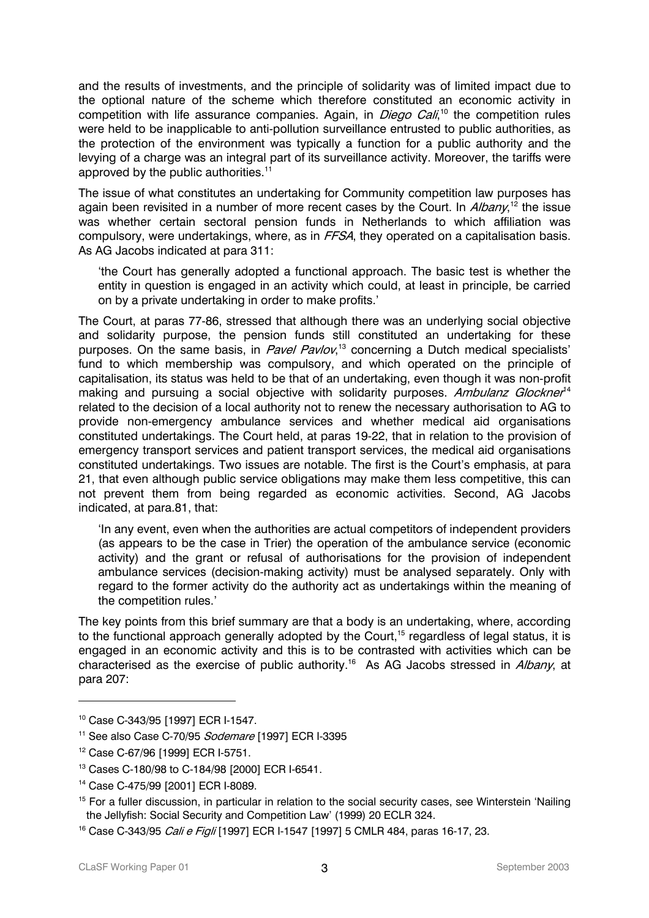and the results of investments, and the principle of solidarity was of limited impact due to the optional nature of the scheme which therefore constituted an economic activity in competition with life assurance companies. Again, in *Diego Calì*,[10] the competition rules were held to be inapplicable to anti-pollution surveillance entrusted to public authorities, as the protection of the environment was typically a function for a public authority and the levying of a charge was an integral part of its surveillance activity. Moreover, the tariffs were approved by the public authorities.[11]

The issue of what constitutes an undertaking for Community competition law purposes has again been revisited in a number of more recent cases by the Court. In *Albany*,[12] the issue was whether certain sectoral pension funds in Netherlands to which affiliation was compulsory, were undertakings, where, as in *FFSA*, they operated on a capitalisation basis. As AG Jacobs indicated at para 311:

> 'the Court has generally adopted a functional approach. The basic test is whether the entity in question is engaged in an activity which could, at least in principle, be carried on by a private undertaking in order to make profits.'

The Court, at paras 77-86, stressed that although there was an underlying social objective and solidarity purpose, the pension funds still constituted an undertaking for these purposes. On the same basis, in *Pavel Pavlov*,[13] concerning a Dutch medical specialists' fund to which membership was compulsory, and which operated on the principle of capitalisation, its status was held to be that of an undertaking, even though it was non-profit making and pursuing a social objective with solidarity purposes. *Ambulanz Glockner*[14] related to the decision of a local authority not to renew the necessary authorisation to AG to provide non-emergency ambulance services and whether medical aid organisations constituted undertakings. The Court held, at paras 19-22, that in relation to the provision of emergency transport services and patient transport services, the medical aid organisations constituted undertakings. Two issues are notable. The first is the Court's emphasis, at para 21, that even although public service obligations may make them less competitive, this can not prevent them from being regarded as economic activities. Second, AG Jacobs indicated, at para.81, that:

> 'In any event, even when the authorities are actual competitors of independent providers (as appears to be the case in Trier) the operation of the ambulance service (economic activity) and the grant or refusal of authorisations for the provision of independent ambulance services (decision-making activity) must be analysed separately. Only with regard to the former activity do the authority act as undertakings within the meaning of the competition rules.'

The key points from this brief summary are that a body is an undertaking, where, according to the functional approach generally adopted by the Court,[15] regardless of legal status, it is engaged in an economic activity and this is to be contrasted with activities which can be characterised as the exercise of public authority.[16] As AG Jacobs stressed in *Albany*, at para 207:

---

[10] Case C-343/95 [1997] ECR I-1547.

[11] See also Case C-70/95 *Sodemare* [1997] ECR I-3395

[12] Case C-67/96 [1999] ECR I-5751.

[13] Cases C-180/98 to C-184/98 [2000] ECR I-6541.

[14] Case C-475/99 [2001] ECR I-8089.

[15] For a fuller discussion, in particular in relation to the social security cases, see Winterstein 'Nailing the Jellyfish: Social Security and Competition Law' (1999) 20 ECLR 324.

[16] Case C-343/95 *Cali e Figli* [1997] ECR I-1547 [1997] 5 CMLR 484, paras 16-17, 23.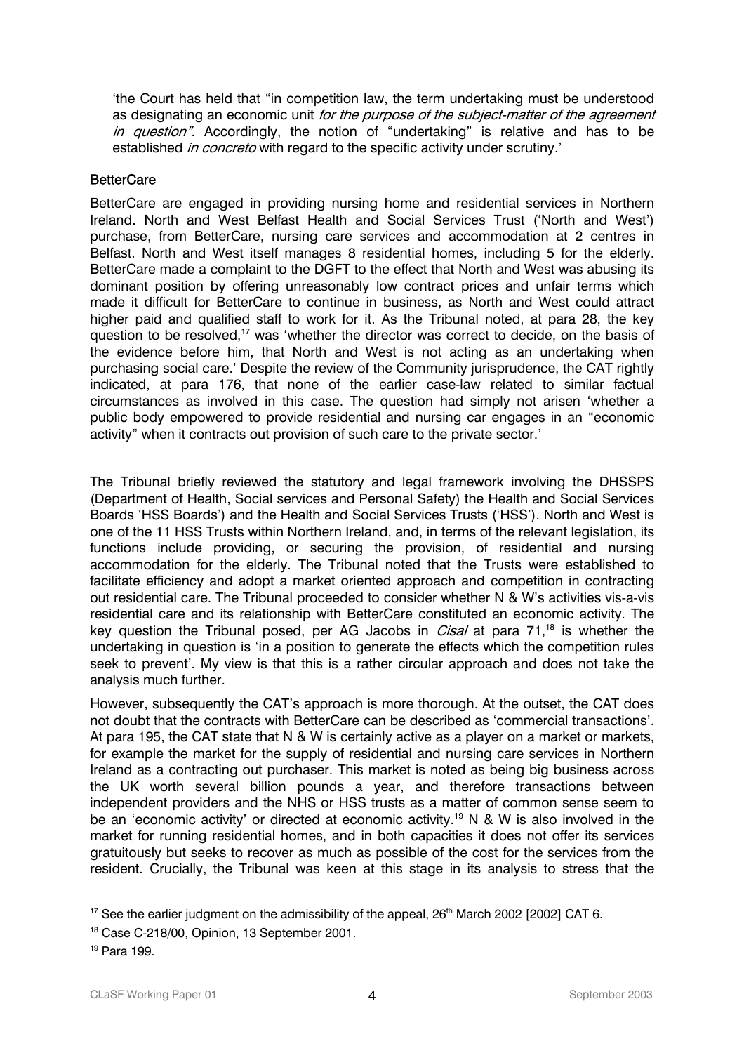'the Court has held that "in competition law, the term undertaking must be understood as designating an economic unit *for the purpose of the subject-matter of the agreement in question"*. Accordingly, the notion of "undertaking" is relative and has to be established *in concreto* with regard to the specific activity under scrutiny.'

## BetterCare

BetterCare are engaged in providing nursing home and residential services in Northern Ireland. North and West Belfast Health and Social Services Trust ('North and West') purchase, from BetterCare, nursing care services and accommodation at 2 centres in Belfast. North and West itself manages 8 residential homes, including 5 for the elderly. BetterCare made a complaint to the DGFT to the effect that North and West was abusing its dominant position by offering unreasonably low contract prices and unfair terms which made it difficult for BetterCare to continue in business, as North and West could attract higher paid and qualified staff to work for it. As the Tribunal noted, at para 28, the key question to be resolved,[17] was 'whether the director was correct to decide, on the basis of the evidence before him, that North and West is not acting as an undertaking when purchasing social care.' Despite the review of the Community jurisprudence, the CAT rightly indicated, at para 176, that none of the earlier case-law related to similar factual circumstances as involved in this case. The question had simply not arisen 'whether a public body empowered to provide residential and nursing car engages in an "economic activity" when it contracts out provision of such care to the private sector.'

The Tribunal briefly reviewed the statutory and legal framework involving the DHSSPS (Department of Health, Social services and Personal Safety) the Health and Social Services Boards 'HSS Boards') and the Health and Social Services Trusts ('HSS'). North and West is one of the 11 HSS Trusts within Northern Ireland, and, in terms of the relevant legislation, its functions include providing, or securing the provision, of residential and nursing accommodation for the elderly. The Tribunal noted that the Trusts were established to facilitate efficiency and adopt a market oriented approach and competition in contracting out residential care. The Tribunal proceeded to consider whether N & W's activities vis-a-vis residential care and its relationship with BetterCare constituted an economic activity. The key question the Tribunal posed, per AG Jacobs in *Cisal* at para 71,[18] is whether the undertaking in question is 'in a position to generate the effects which the competition rules seek to prevent'. My view is that this is a rather circular approach and does not take the analysis much further.

However, subsequently the CAT's approach is more thorough. At the outset, the CAT does not doubt that the contracts with BetterCare can be described as 'commercial transactions'. At para 195, the CAT state that N & W is certainly active as a player on a market or markets, for example the market for the supply of residential and nursing care services in Northern Ireland as a contracting out purchaser. This market is noted as being big business across the UK worth several billion pounds a year, and therefore transactions between independent providers and the NHS or HSS trusts as a matter of common sense seem to be an 'economic activity' or directed at economic activity.[19] N & W is also involved in the market for running residential homes, and in both capacities it does not offer its services gratuitously but seeks to recover as much as possible of the cost for the services from the resident. Crucially, the Tribunal was keen at this stage in its analysis to stress that the

---

[17] See the earlier judgment on the admissibility of the appeal, 26th March 2002 [2002] CAT 6.

[18] Case C-218/00, Opinion, 13 September 2001.

[19] Para 199.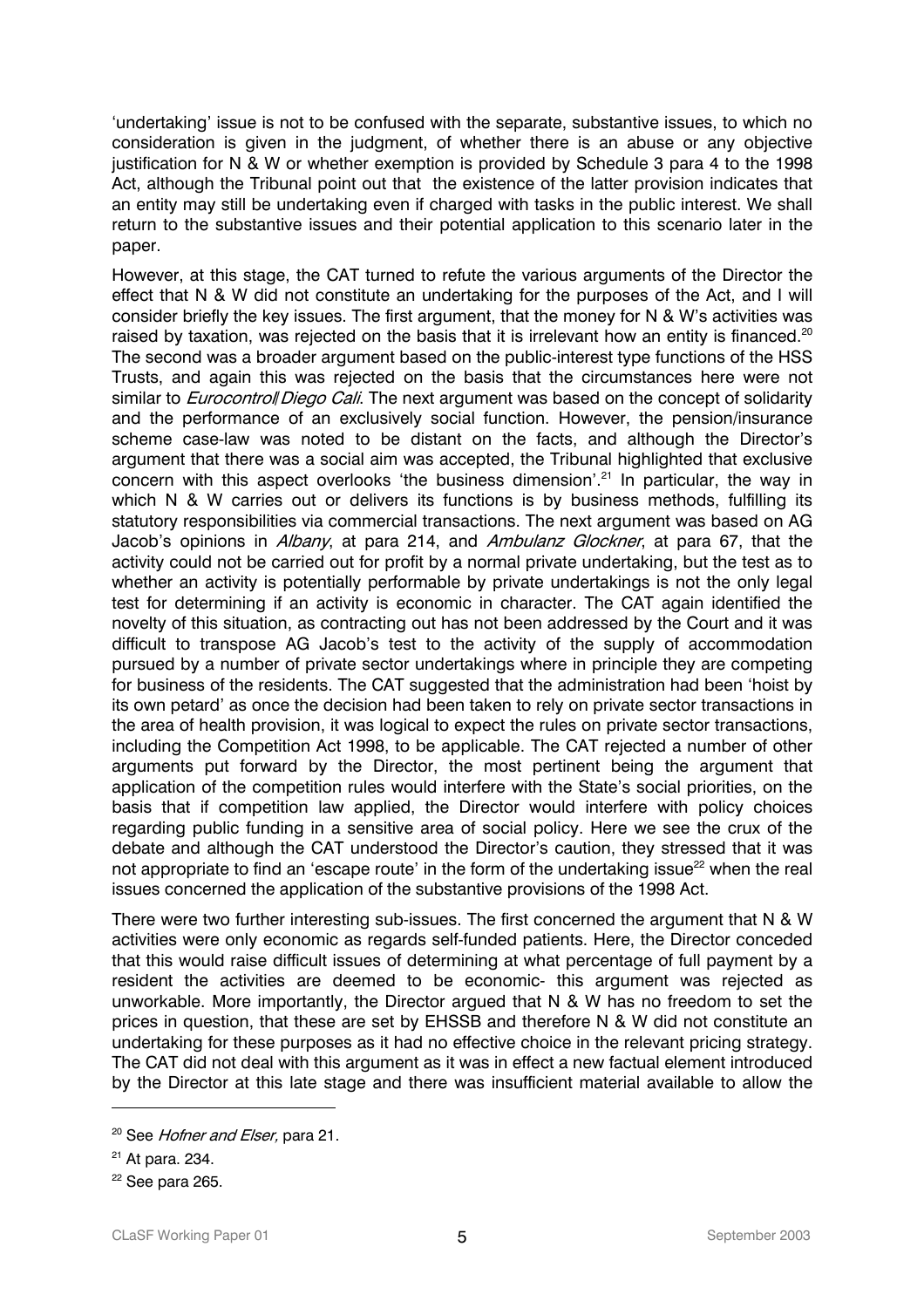'undertaking' issue is not to be confused with the separate, substantive issues, to which no consideration is given in the judgment, of whether there is an abuse or any objective justification for N & W or whether exemption is provided by Schedule 3 para 4 to the 1998 Act, although the Tribunal point out that the existence of the latter provision indicates that an entity may still be undertaking even if charged with tasks in the public interest. We shall return to the substantive issues and their potential application to this scenario later in the paper.

However, at this stage, the CAT turned to refute the various arguments of the Director the effect that N & W did not constitute an undertaking for the purposes of the Act, and I will consider briefly the key issues. The first argument, that the money for N & W's activities was raised by taxation, was rejected on the basis that it is irrelevant how an entity is financed.[20] The second was a broader argument based on the public-interest type functions of the HSS Trusts, and again this was rejected on the basis that the circumstances here were not similar to *Eurocontrol*/*Diego Cali*. The next argument was based on the concept of solidarity and the performance of an exclusively social function. However, the pension/insurance scheme case-law was noted to be distant on the facts, and although the Director's argument that there was a social aim was accepted, the Tribunal highlighted that exclusive concern with this aspect overlooks 'the business dimension'.[21] In particular, the way in which N & W carries out or delivers its functions is by business methods, fulfilling its statutory responsibilities via commercial transactions. The next argument was based on AG Jacob's opinions in *Albany*, at para 214, and *Ambulanz Glockner*, at para 67, that the activity could not be carried out for profit by a normal private undertaking, but the test as to whether an activity is potentially performable by private undertakings is not the only legal test for determining if an activity is economic in character. The CAT again identified the novelty of this situation, as contracting out has not been addressed by the Court and it was difficult to transpose AG Jacob's test to the activity of the supply of accommodation pursued by a number of private sector undertakings where in principle they are competing for business of the residents. The CAT suggested that the administration had been 'hoist by its own petard' as once the decision had been taken to rely on private sector transactions in the area of health provision, it was logical to expect the rules on private sector transactions, including the Competition Act 1998, to be applicable. The CAT rejected a number of other arguments put forward by the Director, the most pertinent being the argument that application of the competition rules would interfere with the State's social priorities, on the basis that if competition law applied, the Director would interfere with policy choices regarding public funding in a sensitive area of social policy. Here we see the crux of the debate and although the CAT understood the Director's caution, they stressed that it was not appropriate to find an 'escape route' in the form of the undertaking issue[22] when the real issues concerned the application of the substantive provisions of the 1998 Act.

There were two further interesting sub-issues. The first concerned the argument that N & W activities were only economic as regards self-funded patients. Here, the Director conceded that this would raise difficult issues of determining at what percentage of full payment by a resident the activities are deemed to be economic- this argument was rejected as unworkable. More importantly, the Director argued that N & W has no freedom to set the prices in question, that these are set by EHSSB and therefore N & W did not constitute an undertaking for these purposes as it had no effective choice in the relevant pricing strategy. The CAT did not deal with this argument as it was in effect a new factual element introduced by the Director at this late stage and there was insufficient material available to allow the

---

[20] See *Hofner and Elser,* para 21.

[21] At para. 234.

[22] See para 265.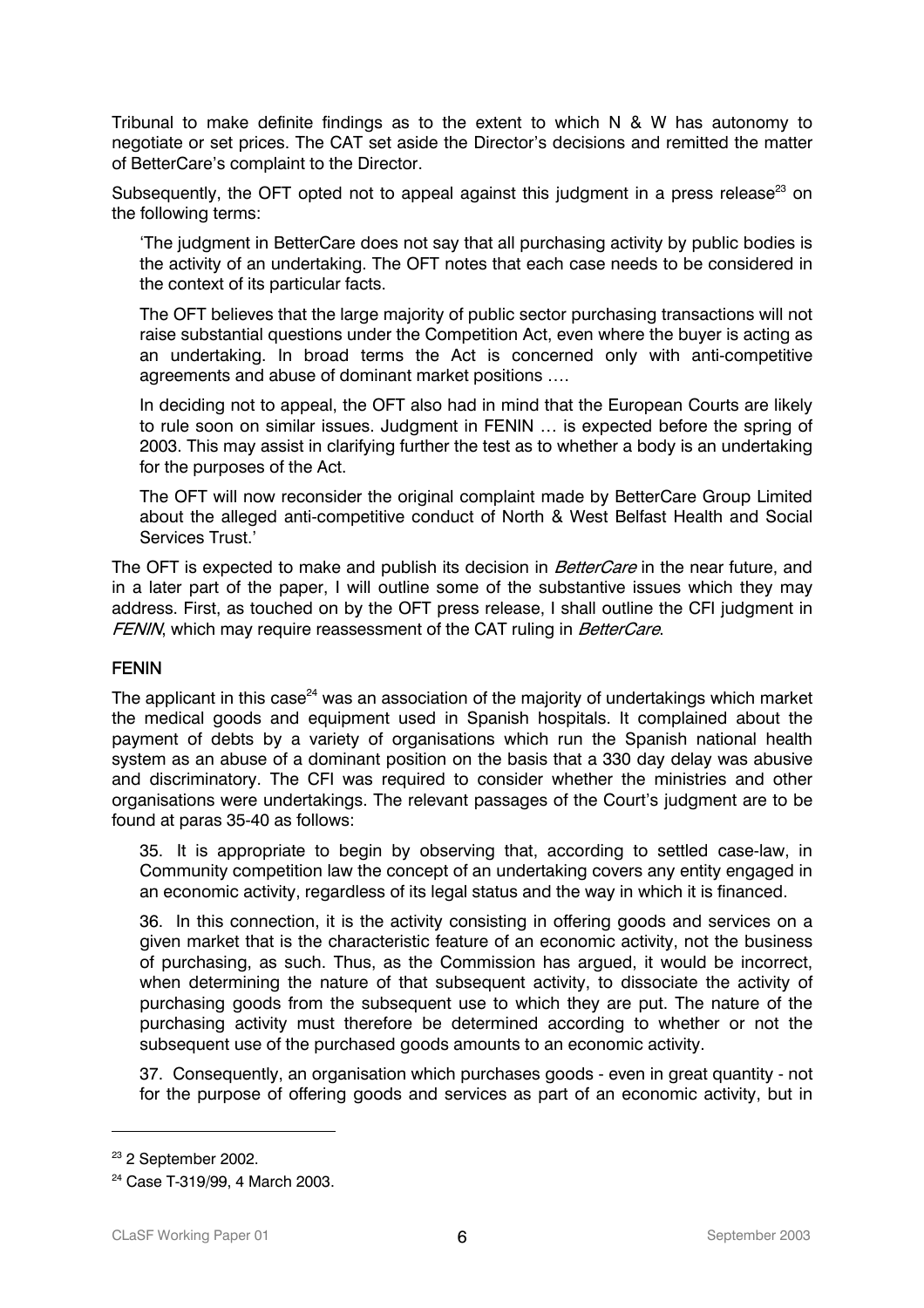Tribunal to make definite findings as to the extent to which N & W has autonomy to negotiate or set prices. The CAT set aside the Director's decisions and remitted the matter of BetterCare's complaint to the Director.

Subsequently, the OFT opted not to appeal against this judgment in a press release[23] on the following terms:

> 'The judgment in BetterCare does not say that all purchasing activity by public bodies is the activity of an undertaking. The OFT notes that each case needs to be considered in the context of its particular facts.
>
> The OFT believes that the large majority of public sector purchasing transactions will not raise substantial questions under the Competition Act, even where the buyer is acting as an undertaking. In broad terms the Act is concerned only with anti-competitive agreements and abuse of dominant market positions ….
>
> In deciding not to appeal, the OFT also had in mind that the European Courts are likely to rule soon on similar issues. Judgment in FENIN … is expected before the spring of 2003. This may assist in clarifying further the test as to whether a body is an undertaking for the purposes of the Act.
>
> The OFT will now reconsider the original complaint made by BetterCare Group Limited about the alleged anti-competitive conduct of North & West Belfast Health and Social Services Trust.'

The OFT is expected to make and publish its decision in *BetterCare* in the near future, and in a later part of the paper, I will outline some of the substantive issues which they may address. First, as touched on by the OFT press release, I shall outline the CFI judgment in *FENIN*, which may require reassessment of the CAT ruling in *BetterCare*.

### FENIN

The applicant in this case[24] was an association of the majority of undertakings which market the medical goods and equipment used in Spanish hospitals. It complained about the payment of debts by a variety of organisations which run the Spanish national health system as an abuse of a dominant position on the basis that a 330 day delay was abusive and discriminatory. The CFI was required to consider whether the ministries and other organisations were undertakings. The relevant passages of the Court's judgment are to be found at paras 35-40 as follows:

> 35. It is appropriate to begin by observing that, according to settled case-law, in Community competition law the concept of an undertaking covers any entity engaged in an economic activity, regardless of its legal status and the way in which it is financed.
>
> 36. In this connection, it is the activity consisting in offering goods and services on a given market that is the characteristic feature of an economic activity, not the business of purchasing, as such. Thus, as the Commission has argued, it would be incorrect, when determining the nature of that subsequent activity, to dissociate the activity of purchasing goods from the subsequent use to which they are put. The nature of the purchasing activity must therefore be determined according to whether or not the subsequent use of the purchased goods amounts to an economic activity.
>
> 37. Consequently, an organisation which purchases goods - even in great quantity - not for the purpose of offering goods and services as part of an economic activity, but in

---

[23] 2 September 2002.

[24] Case T-319/99, 4 March 2003.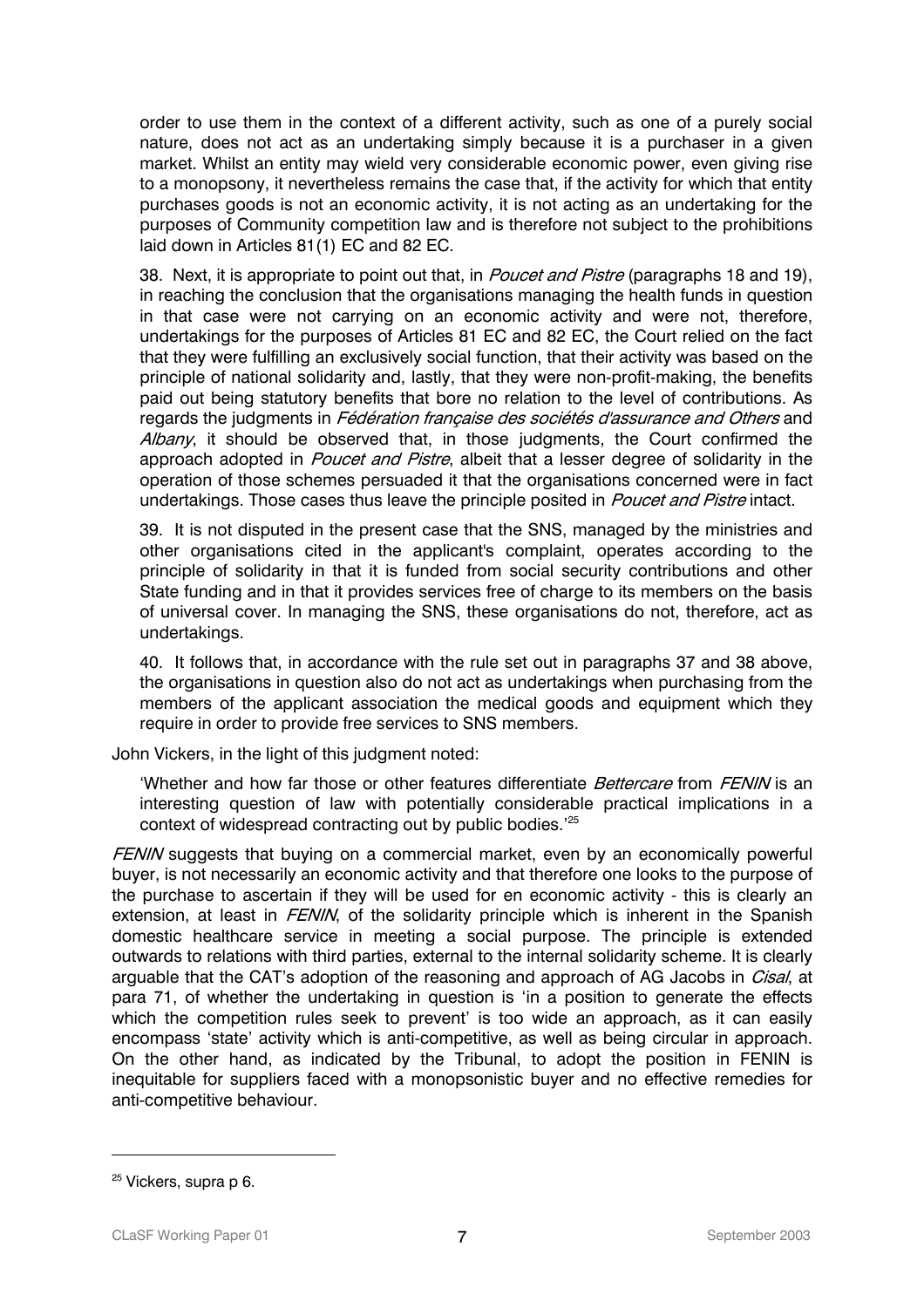order to use them in the context of a different activity, such as one of a purely social nature, does not act as an undertaking simply because it is a purchaser in a given market. Whilst an entity may wield very considerable economic power, even giving rise to a monopsony, it nevertheless remains the case that, if the activity for which that entity purchases goods is not an economic activity, it is not acting as an undertaking for the purposes of Community competition law and is therefore not subject to the prohibitions laid down in Articles 81(1) EC and 82 EC.

> 38. Next, it is appropriate to point out that, in *Poucet and Pistre* (paragraphs 18 and 19), in reaching the conclusion that the organisations managing the health funds in question in that case were not carrying on an economic activity and were not, therefore, undertakings for the purposes of Articles 81 EC and 82 EC, the Court relied on the fact that they were fulfilling an exclusively social function, that their activity was based on the principle of national solidarity and, lastly, that they were non-profit-making, the benefits paid out being statutory benefits that bore no relation to the level of contributions. As regards the judgments in *Fédération française des sociétés d'assurance and Others* and *Albany*, it should be observed that, in those judgments, the Court confirmed the approach adopted in *Poucet and Pistre*, albeit that a lesser degree of solidarity in the operation of those schemes persuaded it that the organisations concerned were in fact undertakings. Those cases thus leave the principle posited in *Poucet and Pistre* intact.

> 39. It is not disputed in the present case that the SNS, managed by the ministries and other organisations cited in the applicant's complaint, operates according to the principle of solidarity in that it is funded from social security contributions and other State funding and in that it provides services free of charge to its members on the basis of universal cover. In managing the SNS, these organisations do not, therefore, act as undertakings.

> 40. It follows that, in accordance with the rule set out in paragraphs 37 and 38 above, the organisations in question also do not act as undertakings when purchasing from the members of the applicant association the medical goods and equipment which they require in order to provide free services to SNS members.

John Vickers, in the light of this judgment noted:

> 'Whether and how far those or other features differentiate *Bettercare* from *FENIN* is an interesting question of law with potentially considerable practical implications in a context of widespread contracting out by public bodies.'[25]

*FENIN* suggests that buying on a commercial market, even by an economically powerful buyer, is not necessarily an economic activity and that therefore one looks to the purpose of the purchase to ascertain if they will be used for en economic activity - this is clearly an extension, at least in *FENIN*, of the solidarity principle which is inherent in the Spanish domestic healthcare service in meeting a social purpose. The principle is extended outwards to relations with third parties, external to the internal solidarity scheme. It is clearly arguable that the CAT's adoption of the reasoning and approach of AG Jacobs in *Cisal*, at para 71, of whether the undertaking in question is 'in a position to generate the effects which the competition rules seek to prevent' is too wide an approach, as it can easily encompass 'state' activity which is anti-competitive, as well as being circular in approach. On the other hand, as indicated by the Tribunal, to adopt the position in FENIN is inequitable for suppliers faced with a monopsonistic buyer and no effective remedies for anti-competitive behaviour.

---

[25] Vickers, supra p 6.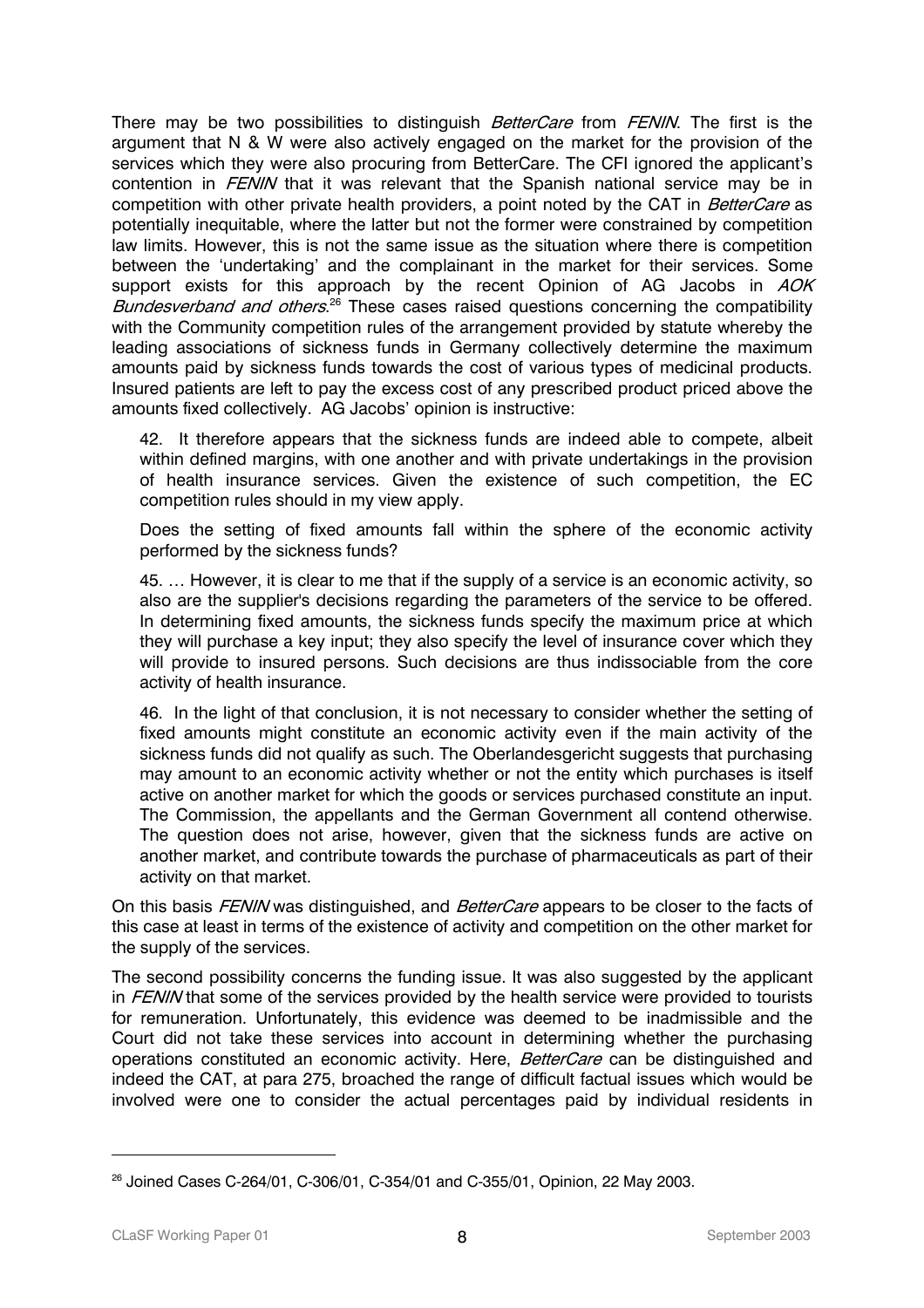There may be two possibilities to distinguish *BetterCare* from *FENIN*. The first is the argument that N & W were also actively engaged on the market for the provision of the services which they were also procuring from BetterCare. The CFI ignored the applicant's contention in *FENIN* that it was relevant that the Spanish national service may be in competition with other private health providers, a point noted by the CAT in *BetterCare* as potentially inequitable, where the latter but not the former were constrained by competition law limits. However, this is not the same issue as the situation where there is competition between the 'undertaking' and the complainant in the market for their services. Some support exists for this approach by the recent Opinion of AG Jacobs in *AOK Bundesverband and others*.[26] These cases raised questions concerning the compatibility with the Community competition rules of the arrangement provided by statute whereby the leading associations of sickness funds in Germany collectively determine the maximum amounts paid by sickness funds towards the cost of various types of medicinal products. Insured patients are left to pay the excess cost of any prescribed product priced above the amounts fixed collectively. AG Jacobs' opinion is instructive:

> 42. It therefore appears that the sickness funds are indeed able to compete, albeit within defined margins, with one another and with private undertakings in the provision of health insurance services. Given the existence of such competition, the EC competition rules should in my view apply.
>
> Does the setting of fixed amounts fall within the sphere of the economic activity performed by the sickness funds?
>
> 45. … However, it is clear to me that if the supply of a service is an economic activity, so also are the supplier's decisions regarding the parameters of the service to be offered. In determining fixed amounts, the sickness funds specify the maximum price at which they will purchase a key input; they also specify the level of insurance cover which they will provide to insured persons. Such decisions are thus indissociable from the core activity of health insurance.
>
> 46. In the light of that conclusion, it is not necessary to consider whether the setting of fixed amounts might constitute an economic activity even if the main activity of the sickness funds did not qualify as such. The Oberlandesgericht suggests that purchasing may amount to an economic activity whether or not the entity which purchases is itself active on another market for which the goods or services purchased constitute an input. The Commission, the appellants and the German Government all contend otherwise. The question does not arise, however, given that the sickness funds are active on another market, and contribute towards the purchase of pharmaceuticals as part of their activity on that market.

On this basis *FENIN* was distinguished, and *BetterCare* appears to be closer to the facts of this case at least in terms of the existence of activity and competition on the other market for the supply of the services.

The second possibility concerns the funding issue. It was also suggested by the applicant in *FENIN* that some of the services provided by the health service were provided to tourists for remuneration. Unfortunately, this evidence was deemed to be inadmissible and the Court did not take these services into account in determining whether the purchasing operations constituted an economic activity. Here, *BetterCare* can be distinguished and indeed the CAT, at para 275, broached the range of difficult factual issues which would be involved were one to consider the actual percentages paid by individual residents in

---

[26] Joined Cases C-264/01, C-306/01, C-354/01 and C-355/01, Opinion, 22 May 2003.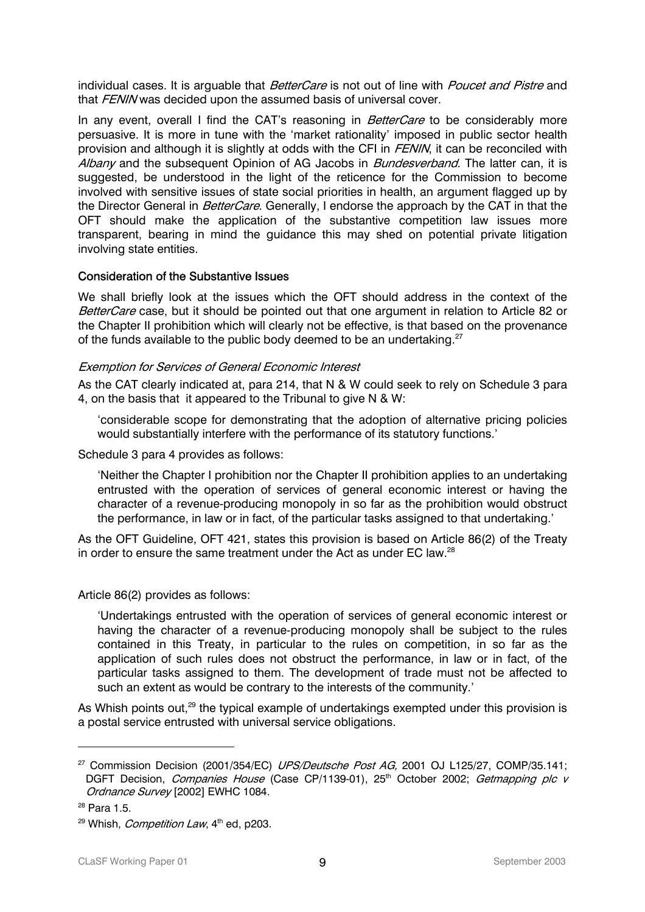individual cases. It is arguable that *BetterCare* is not out of line with *Poucet and Pistre* and that *FENIN* was decided upon the assumed basis of universal cover.

In any event, overall I find the CAT's reasoning in *BetterCare* to be considerably more persuasive. It is more in tune with the 'market rationality' imposed in public sector health provision and although it is slightly at odds with the CFI in *FENIN*, it can be reconciled with *Albany* and the subsequent Opinion of AG Jacobs in *Bundesverband*. The latter can, it is suggested, be understood in the light of the reticence for the Commission to become involved with sensitive issues of state social priorities in health, an argument flagged up by the Director General in *BetterCare*. Generally, I endorse the approach by the CAT in that the OFT should make the application of the substantive competition law issues more transparent, bearing in mind the guidance this may shed on potential private litigation involving state entities.

### Consideration of the Substantive Issues

We shall briefly look at the issues which the OFT should address in the context of the *BetterCare* case, but it should be pointed out that one argument in relation to Article 82 or the Chapter II prohibition which will clearly not be effective, is that based on the provenance of the funds available to the public body deemed to be an undertaking.[27]

#### *Exemption for Services of General Economic Interest*

As the CAT clearly indicated at, para 214, that N & W could seek to rely on Schedule 3 para 4, on the basis that it appeared to the Tribunal to give N & W:

> 'considerable scope for demonstrating that the adoption of alternative pricing policies would substantially interfere with the performance of its statutory functions.'

Schedule 3 para 4 provides as follows:

> 'Neither the Chapter I prohibition nor the Chapter II prohibition applies to an undertaking entrusted with the operation of services of general economic interest or having the character of a revenue-producing monopoly in so far as the prohibition would obstruct the performance, in law or in fact, of the particular tasks assigned to that undertaking.'

As the OFT Guideline, OFT 421, states this provision is based on Article 86(2) of the Treaty in order to ensure the same treatment under the Act as under EC law.[28]

Article 86(2) provides as follows:

> 'Undertakings entrusted with the operation of services of general economic interest or having the character of a revenue-producing monopoly shall be subject to the rules contained in this Treaty, in particular to the rules on competition, in so far as the application of such rules does not obstruct the performance, in law or in fact, of the particular tasks assigned to them. The development of trade must not be affected to such an extent as would be contrary to the interests of the community.'

As Whish points out,[29] the typical example of undertakings exempted under this provision is a postal service entrusted with universal service obligations.

---

[27] Commission Decision (2001/354/EC) *UPS/Deutsche Post AG,* 2001 OJ L125/27, COMP/35.141; DGFT Decision, *Companies House* (Case CP/1139-01), 25th October 2002; *Getmapping plc v Ordnance Survey* [2002] EWHC 1084.

[28] Para 1.5.

[29] Whish, *Competition Law*, 4th ed, p203.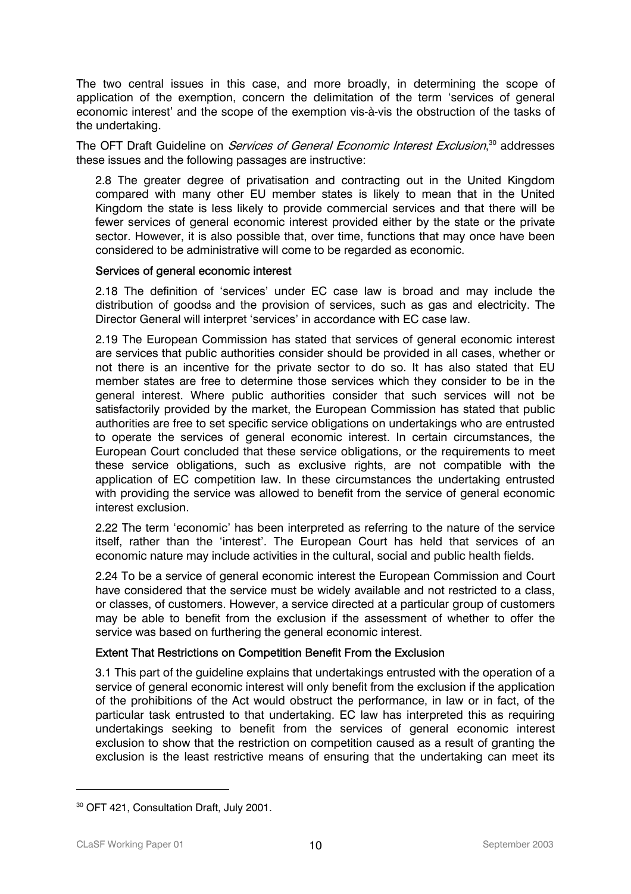The two central issues in this case, and more broadly, in determining the scope of application of the exemption, concern the delimitation of the term 'services of general economic interest' and the scope of the exemption vis-à-vis the obstruction of the tasks of the undertaking.

The OFT Draft Guideline on *Services of General Economic Interest Exclusion*,[30] addresses these issues and the following passages are instructive:

> 2.8 The greater degree of privatisation and contracting out in the United Kingdom compared with many other EU member states is likely to mean that in the United Kingdom the state is less likely to provide commercial services and that there will be fewer services of general economic interest provided either by the state or the private sector. However, it is also possible that, over time, functions that may once have been considered to be administrative will come to be regarded as economic.
>
> **Services of general economic interest**
>
> 2.18 The definition of 'services' under EC case law is broad and may include the distribution of goods[8] and the provision of services, such as gas and electricity. The Director General will interpret 'services' in accordance with EC case law.
>
> 2.19 The European Commission has stated that services of general economic interest are services that public authorities consider should be provided in all cases, whether or not there is an incentive for the private sector to do so. It has also stated that EU member states are free to determine those services which they consider to be in the general interest. Where public authorities consider that such services will not be satisfactorily provided by the market, the European Commission has stated that public authorities are free to set specific service obligations on undertakings who are entrusted to operate the services of general economic interest. In certain circumstances, the European Court concluded that these service obligations, or the requirements to meet these service obligations, such as exclusive rights, are not compatible with the application of EC competition law. In these circumstances the undertaking entrusted with providing the service was allowed to benefit from the service of general economic interest exclusion.
>
> 2.22 The term 'economic' has been interpreted as referring to the nature of the service itself, rather than the 'interest'. The European Court has held that services of an economic nature may include activities in the cultural, social and public health fields.
>
> 2.24 To be a service of general economic interest the European Commission and Court have considered that the service must be widely available and not restricted to a class, or classes, of customers. However, a service directed at a particular group of customers may be able to benefit from the exclusion if the assessment of whether to offer the service was based on furthering the general economic interest.
>
> **Extent That Restrictions on Competition Benefit From the Exclusion**
>
> 3.1 This part of the guideline explains that undertakings entrusted with the operation of a service of general economic interest will only benefit from the exclusion if the application of the prohibitions of the Act would obstruct the performance, in law or in fact, of the particular task entrusted to that undertaking. EC law has interpreted this as requiring undertakings seeking to benefit from the services of general economic interest exclusion to show that the restriction on competition caused as a result of granting the exclusion is the least restrictive means of ensuring that the undertaking can meet its

---

[30] OFT 421, Consultation Draft, July 2001.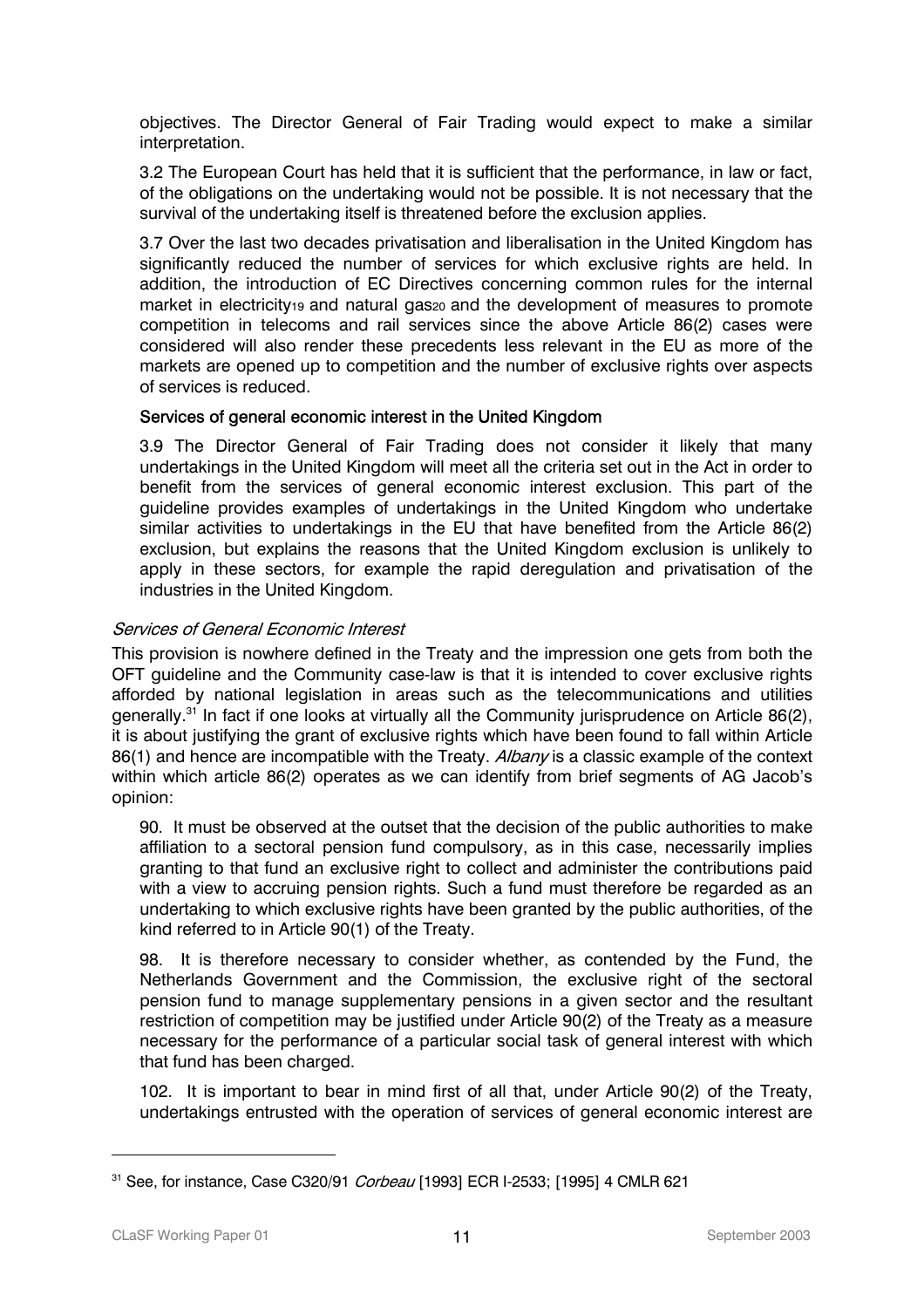objectives. The Director General of Fair Trading would expect to make a similar interpretation.

3.2 The European Court has held that it is sufficient that the performance, in law or fact, of the obligations on the undertaking would not be possible. It is not necessary that the survival of the undertaking itself is threatened before the exclusion applies.

3.7 Over the last two decades privatisation and liberalisation in the United Kingdom has significantly reduced the number of services for which exclusive rights are held. In addition, the introduction of EC Directives concerning common rules for the internal market in electricity[19] and natural gas[20] and the development of measures to promote competition in telecoms and rail services since the above Article 86(2) cases were considered will also render these precedents less relevant in the EU as more of the markets are opened up to competition and the number of exclusive rights over aspects of services is reduced.

**Services of general economic interest in the United Kingdom**

3.9 The Director General of Fair Trading does not consider it likely that many undertakings in the United Kingdom will meet all the criteria set out in the Act in order to benefit from the services of general economic interest exclusion. This part of the guideline provides examples of undertakings in the United Kingdom who undertake similar activities to undertakings in the EU that have benefited from the Article 86(2) exclusion, but explains the reasons that the United Kingdom exclusion is unlikely to apply in these sectors, for example the rapid deregulation and privatisation of the industries in the United Kingdom.

### *Services of General Economic Interest*

This provision is nowhere defined in the Treaty and the impression one gets from both the OFT guideline and the Community case-law is that it is intended to cover exclusive rights afforded by national legislation in areas such as the telecommunications and utilities generally.[31] In fact if one looks at virtually all the Community jurisprudence on Article 86(2), it is about justifying the grant of exclusive rights which have been found to fall within Article 86(1) and hence are incompatible with the Treaty. *Albany* is a classic example of the context within which article 86(2) operates as we can identify from brief segments of AG Jacob's opinion:

> 90. It must be observed at the outset that the decision of the public authorities to make affiliation to a sectoral pension fund compulsory, as in this case, necessarily implies granting to that fund an exclusive right to collect and administer the contributions paid with a view to accruing pension rights. Such a fund must therefore be regarded as an undertaking to which exclusive rights have been granted by the public authorities, of the kind referred to in Article 90(1) of the Treaty.
>
> 98. It is therefore necessary to consider whether, as contended by the Fund, the Netherlands Government and the Commission, the exclusive right of the sectoral pension fund to manage supplementary pensions in a given sector and the resultant restriction of competition may be justified under Article 90(2) of the Treaty as a measure necessary for the performance of a particular social task of general interest with which that fund has been charged.
>
> 102. It is important to bear in mind first of all that, under Article 90(2) of the Treaty, undertakings entrusted with the operation of services of general economic interest are

---

[31] See, for instance, Case C320/91 *Corbeau* [1993] ECR I-2533; [1995] 4 CMLR 621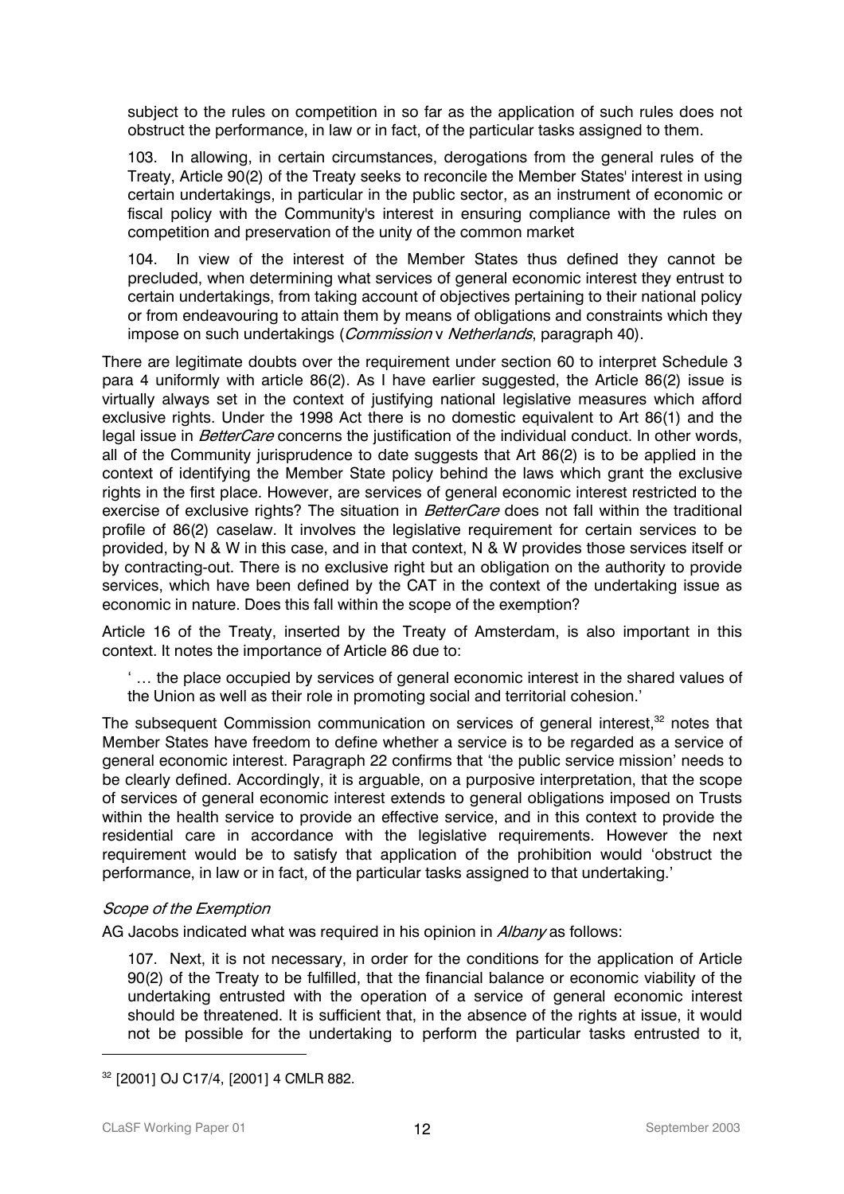subject to the rules on competition in so far as the application of such rules does not obstruct the performance, in law or in fact, of the particular tasks assigned to them.

> 103. In allowing, in certain circumstances, derogations from the general rules of the Treaty, Article 90(2) of the Treaty seeks to reconcile the Member States' interest in using certain undertakings, in particular in the public sector, as an instrument of economic or fiscal policy with the Community's interest in ensuring compliance with the rules on competition and preservation of the unity of the common market
>
> 104. In view of the interest of the Member States thus defined they cannot be precluded, when determining what services of general economic interest they entrust to certain undertakings, from taking account of objectives pertaining to their national policy or from endeavouring to attain them by means of obligations and constraints which they impose on such undertakings (*Commission* v *Netherlands*, paragraph 40).

There are legitimate doubts over the requirement under section 60 to interpret Schedule 3 para 4 uniformly with article 86(2). As I have earlier suggested, the Article 86(2) issue is virtually always set in the context of justifying national legislative measures which afford exclusive rights. Under the 1998 Act there is no domestic equivalent to Art 86(1) and the legal issue in *BetterCare* concerns the justification of the individual conduct. In other words, all of the Community jurisprudence to date suggests that Art 86(2) is to be applied in the context of identifying the Member State policy behind the laws which grant the exclusive rights in the first place. However, are services of general economic interest restricted to the exercise of exclusive rights? The situation in *BetterCare* does not fall within the traditional profile of 86(2) caselaw. It involves the legislative requirement for certain services to be provided, by N & W in this case, and in that context, N & W provides those services itself or by contracting-out. There is no exclusive right but an obligation on the authority to provide services, which have been defined by the CAT in the context of the undertaking issue as economic in nature. Does this fall within the scope of the exemption?

Article 16 of the Treaty, inserted by the Treaty of Amsterdam, is also important in this context. It notes the importance of Article 86 due to:

> ' … the place occupied by services of general economic interest in the shared values of the Union as well as their role in promoting social and territorial cohesion.'

The subsequent Commission communication on services of general interest,[32] notes that Member States have freedom to define whether a service is to be regarded as a service of general economic interest. Paragraph 22 confirms that 'the public service mission' needs to be clearly defined. Accordingly, it is arguable, on a purposive interpretation, that the scope of services of general economic interest extends to general obligations imposed on Trusts within the health service to provide an effective service, and in this context to provide the residential care in accordance with the legislative requirements. However the next requirement would be to satisfy that application of the prohibition would 'obstruct the performance, in law or in fact, of the particular tasks assigned to that undertaking.'

### *Scope of the Exemption*

AG Jacobs indicated what was required in his opinion in *Albany* as follows:

> 107. Next, it is not necessary, in order for the conditions for the application of Article 90(2) of the Treaty to be fulfilled, that the financial balance or economic viability of the undertaking entrusted with the operation of a service of general economic interest should be threatened. It is sufficient that, in the absence of the rights at issue, it would not be possible for the undertaking to perform the particular tasks entrusted to it,

---

[32] [2001] OJ C17/4, [2001] 4 CMLR 882.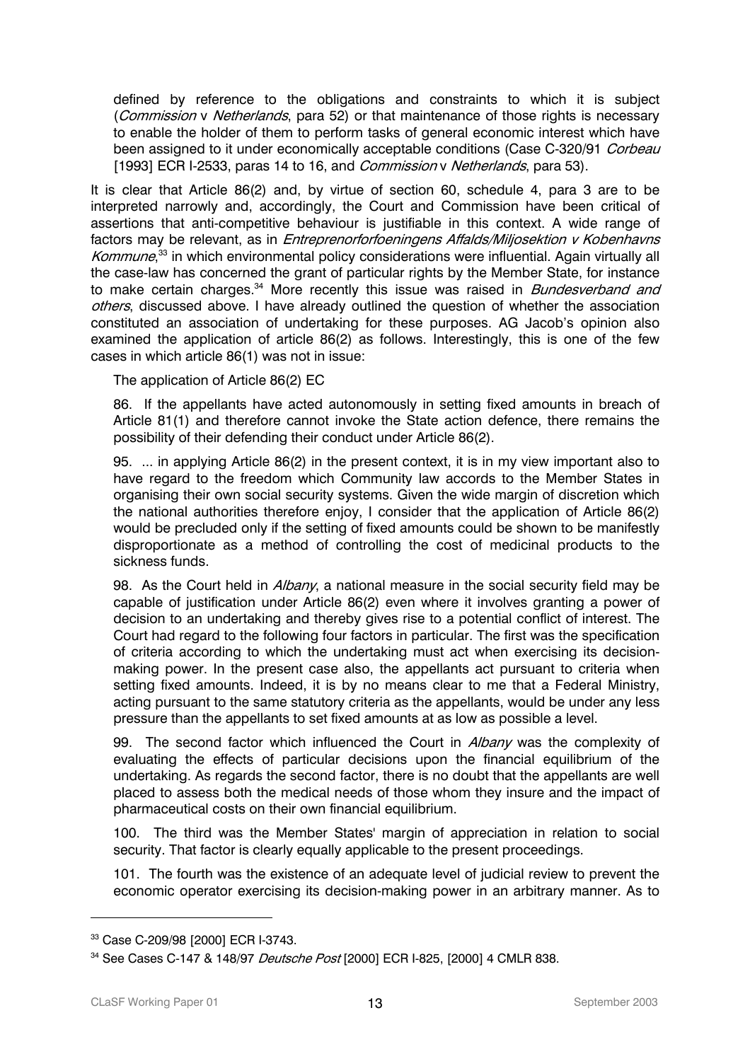defined by reference to the obligations and constraints to which it is subject (*Commission* v *Netherlands*, para 52) or that maintenance of those rights is necessary to enable the holder of them to perform tasks of general economic interest which have been assigned to it under economically acceptable conditions (Case C-320/91 *Corbeau* [1993] ECR I-2533, paras 14 to 16, and *Commission* v *Netherlands*, para 53).

It is clear that Article 86(2) and, by virtue of section 60, schedule 4, para 3 are to be interpreted narrowly and, accordingly, the Court and Commission have been critical of assertions that anti-competitive behaviour is justifiable in this context. A wide range of factors may be relevant, as in *Entreprenorforfoeningens Affalds/Miljosektion v Kobenhavns Kommune*,[33] in which environmental policy considerations were influential. Again virtually all the case-law has concerned the grant of particular rights by the Member State, for instance to make certain charges.[34] More recently this issue was raised in *Bundesverband and others*, discussed above. I have already outlined the question of whether the association constituted an association of undertaking for these purposes. AG Jacob's opinion also examined the application of article 86(2) as follows. Interestingly, this is one of the few cases in which article 86(1) was not in issue:

> The application of Article 86(2) EC
>
> 86. If the appellants have acted autonomously in setting fixed amounts in breach of Article 81(1) and therefore cannot invoke the State action defence, there remains the possibility of their defending their conduct under Article 86(2).
>
> 95. ... in applying Article 86(2) in the present context, it is in my view important also to have regard to the freedom which Community law accords to the Member States in organising their own social security systems. Given the wide margin of discretion which the national authorities therefore enjoy, I consider that the application of Article 86(2) would be precluded only if the setting of fixed amounts could be shown to be manifestly disproportionate as a method of controlling the cost of medicinal products to the sickness funds.
>
> 98. As the Court held in *Albany*, a national measure in the social security field may be capable of justification under Article 86(2) even where it involves granting a power of decision to an undertaking and thereby gives rise to a potential conflict of interest. The Court had regard to the following four factors in particular. The first was the specification of criteria according to which the undertaking must act when exercising its decision-making power. In the present case also, the appellants act pursuant to criteria when setting fixed amounts. Indeed, it is by no means clear to me that a Federal Ministry, acting pursuant to the same statutory criteria as the appellants, would be under any less pressure than the appellants to set fixed amounts at as low as possible a level.
>
> 99. The second factor which influenced the Court in *Albany* was the complexity of evaluating the effects of particular decisions upon the financial equilibrium of the undertaking. As regards the second factor, there is no doubt that the appellants are well placed to assess both the medical needs of those whom they insure and the impact of pharmaceutical costs on their own financial equilibrium.
>
> 100. The third was the Member States' margin of appreciation in relation to social security. That factor is clearly equally applicable to the present proceedings.
>
> 101. The fourth was the existence of an adequate level of judicial review to prevent the economic operator exercising its decision-making power in an arbitrary manner. As to

---

[33] Case C-209/98 [2000] ECR I-3743.

[34] See Cases C-147 & 148/97 *Deutsche Post* [2000] ECR I-825, [2000] 4 CMLR 838.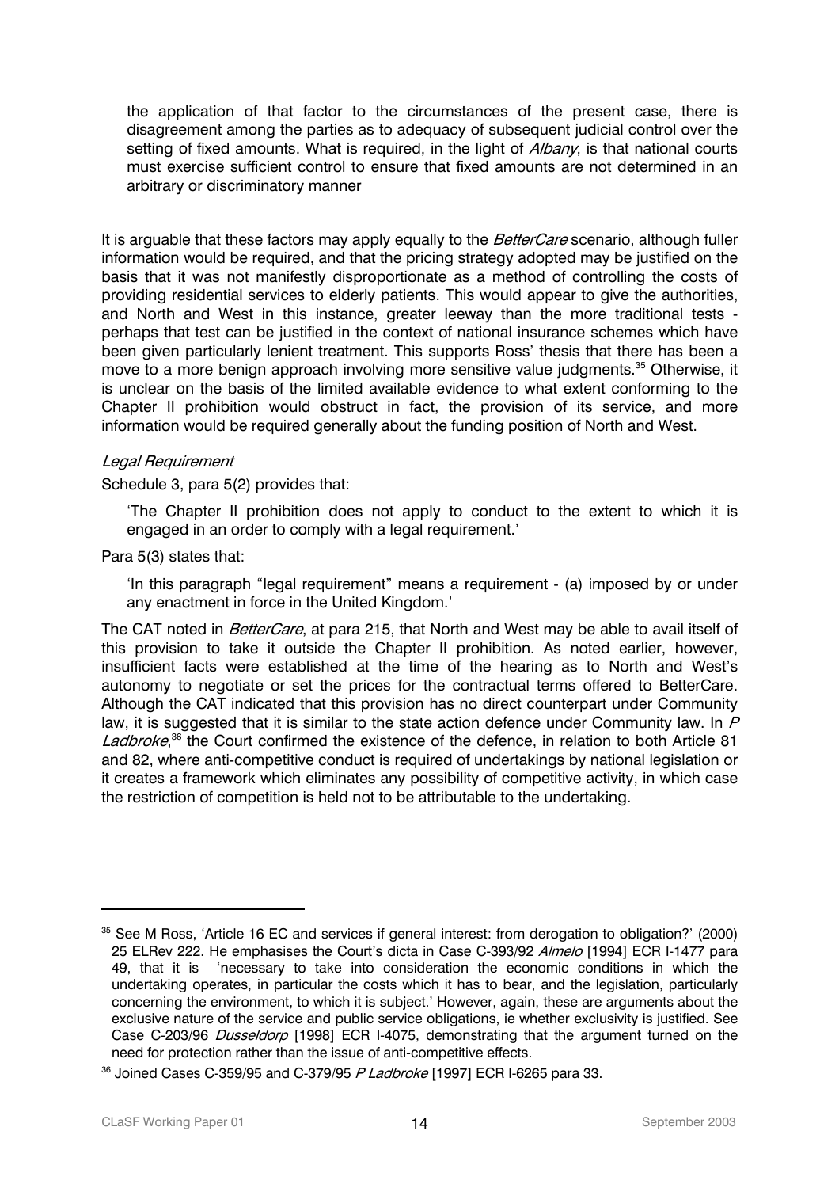> the application of that factor to the circumstances of the present case, there is disagreement among the parties as to adequacy of subsequent judicial control over the setting of fixed amounts. What is required, in the light of *Albany*, is that national courts must exercise sufficient control to ensure that fixed amounts are not determined in an arbitrary or discriminatory manner

It is arguable that these factors may apply equally to the *BetterCare* scenario, although fuller information would be required, and that the pricing strategy adopted may be justified on the basis that it was not manifestly disproportionate as a method of controlling the costs of providing residential services to elderly patients. This would appear to give the authorities, and North and West in this instance, greater leeway than the more traditional tests - perhaps that test can be justified in the context of national insurance schemes which have been given particularly lenient treatment. This supports Ross' thesis that there has been a move to a more benign approach involving more sensitive value judgments.[35] Otherwise, it is unclear on the basis of the limited available evidence to what extent conforming to the Chapter II prohibition would obstruct in fact, the provision of its service, and more information would be required generally about the funding position of North and West.

*Legal Requirement*

Schedule 3, para 5(2) provides that:

> 'The Chapter II prohibition does not apply to conduct to the extent to which it is engaged in an order to comply with a legal requirement.'

Para 5(3) states that:

> 'In this paragraph "legal requirement" means a requirement - (a) imposed by or under any enactment in force in the United Kingdom.'

The CAT noted in *BetterCare*, at para 215, that North and West may be able to avail itself of this provision to take it outside the Chapter II prohibition. As noted earlier, however, insufficient facts were established at the time of the hearing as to North and West's autonomy to negotiate or set the prices for the contractual terms offered to BetterCare. Although the CAT indicated that this provision has no direct counterpart under Community law, it is suggested that it is similar to the state action defence under Community law. In *P Ladbroke*,[36] the Court confirmed the existence of the defence, in relation to both Article 81 and 82, where anti-competitive conduct is required of undertakings by national legislation or it creates a framework which eliminates any possibility of competitive activity, in which case the restriction of competition is held not to be attributable to the undertaking.

---

[35] See M Ross, 'Article 16 EC and services if general interest: from derogation to obligation?' (2000) 25 ELRev 222. He emphasises the Court's dicta in Case C-393/92 *Almelo* [1994] ECR I-1477 para 49, that it is 'necessary to take into consideration the economic conditions in which the undertaking operates, in particular the costs which it has to bear, and the legislation, particularly concerning the environment, to which it is subject.' However, again, these are arguments about the exclusive nature of the service and public service obligations, ie whether exclusivity is justified. See Case C-203/96 *Dusseldorp* [1998] ECR I-4075, demonstrating that the argument turned on the need for protection rather than the issue of anti-competitive effects.

[36] Joined Cases C-359/95 and C-379/95 *P Ladbroke* [1997] ECR I-6265 para 33.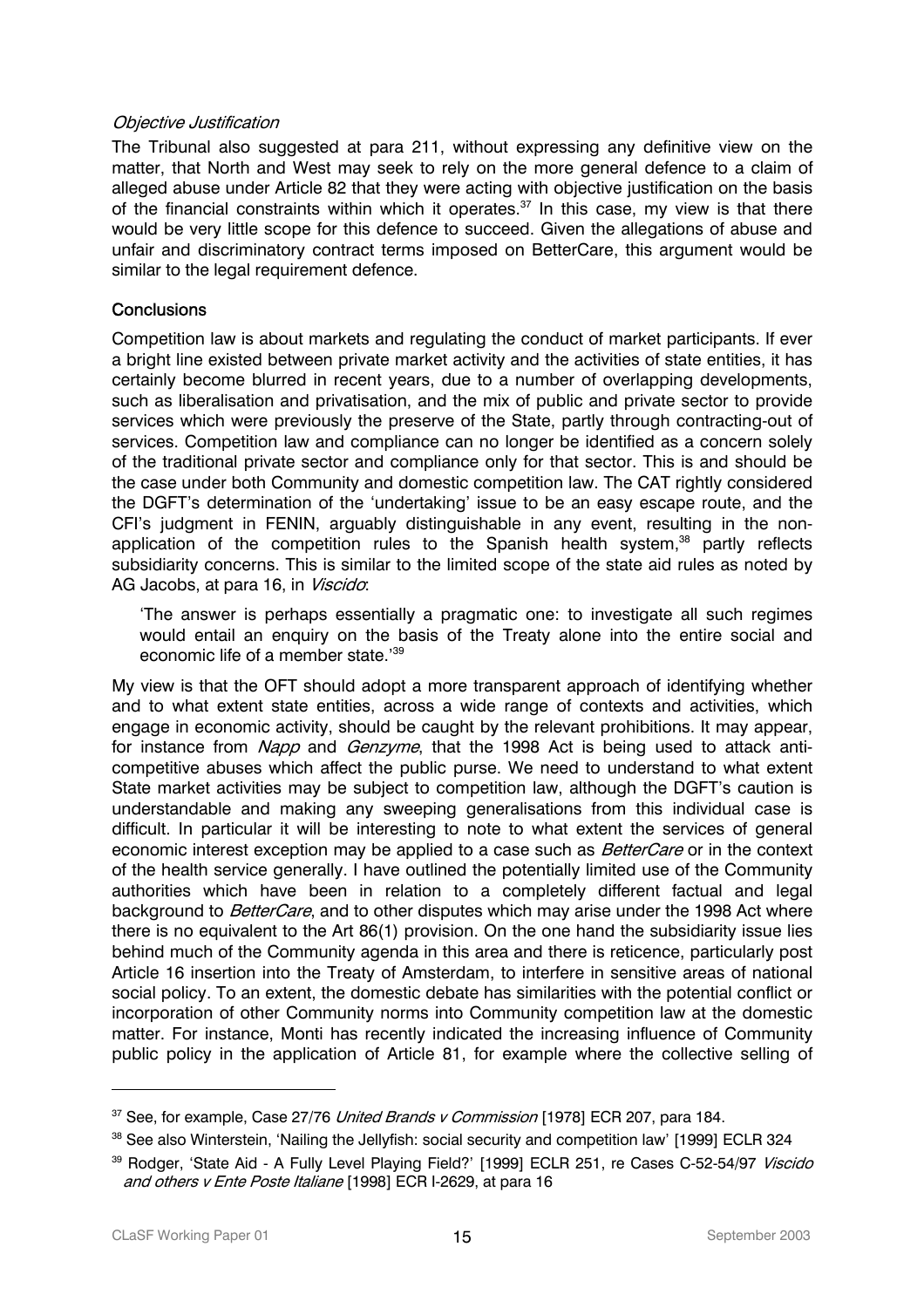*Objective Justification*

The Tribunal also suggested at para 211, without expressing any definitive view on the matter, that North and West may seek to rely on the more general defence to a claim of alleged abuse under Article 82 that they were acting with objective justification on the basis of the financial constraints within which it operates.[37] In this case, my view is that there would be very little scope for this defence to succeed. Given the allegations of abuse and unfair and discriminatory contract terms imposed on BetterCare, this argument would be similar to the legal requirement defence.

**Conclusions**

Competition law is about markets and regulating the conduct of market participants. If ever a bright line existed between private market activity and the activities of state entities, it has certainly become blurred in recent years, due to a number of overlapping developments, such as liberalisation and privatisation, and the mix of public and private sector to provide services which were previously the preserve of the State, partly through contracting-out of services. Competition law and compliance can no longer be identified as a concern solely of the traditional private sector and compliance only for that sector. This is and should be the case under both Community and domestic competition law. The CAT rightly considered the DGFT's determination of the 'undertaking' issue to be an easy escape route, and the CFI's judgment in FENIN, arguably distinguishable in any event, resulting in the non-application of the competition rules to the Spanish health system,[38] partly reflects subsidiarity concerns. This is similar to the limited scope of the state aid rules as noted by AG Jacobs, at para 16, in *Viscido*:

> 'The answer is perhaps essentially a pragmatic one: to investigate all such regimes would entail an enquiry on the basis of the Treaty alone into the entire social and economic life of a member state.'[39]

My view is that the OFT should adopt a more transparent approach of identifying whether and to what extent state entities, across a wide range of contexts and activities, which engage in economic activity, should be caught by the relevant prohibitions. It may appear, for instance from *Napp* and *Genzyme*, that the 1998 Act is being used to attack anti-competitive abuses which affect the public purse. We need to understand to what extent State market activities may be subject to competition law, although the DGFT's caution is understandable and making any sweeping generalisations from this individual case is difficult. In particular it will be interesting to note to what extent the services of general economic interest exception may be applied to a case such as *BetterCare* or in the context of the health service generally. I have outlined the potentially limited use of the Community authorities which have been in relation to a completely different factual and legal background to *BetterCare*, and to other disputes which may arise under the 1998 Act where there is no equivalent to the Art 86(1) provision. On the one hand the subsidiarity issue lies behind much of the Community agenda in this area and there is reticence, particularly post Article 16 insertion into the Treaty of Amsterdam, to interfere in sensitive areas of national social policy. To an extent, the domestic debate has similarities with the potential conflict or incorporation of other Community norms into Community competition law at the domestic matter. For instance, Monti has recently indicated the increasing influence of Community public policy in the application of Article 81, for example where the collective selling of

---

[37] See, for example, Case 27/76 *United Brands v Commission* [1978] ECR 207, para 184.

[38] See also Winterstein, 'Nailing the Jellyfish: social security and competition law' [1999] ECLR 324

[39] Rodger, 'State Aid - A Fully Level Playing Field?' [1999] ECLR 251, re Cases C-52-54/97 *Viscido and others v Ente Poste Italiane* [1998] ECR I-2629, at para 16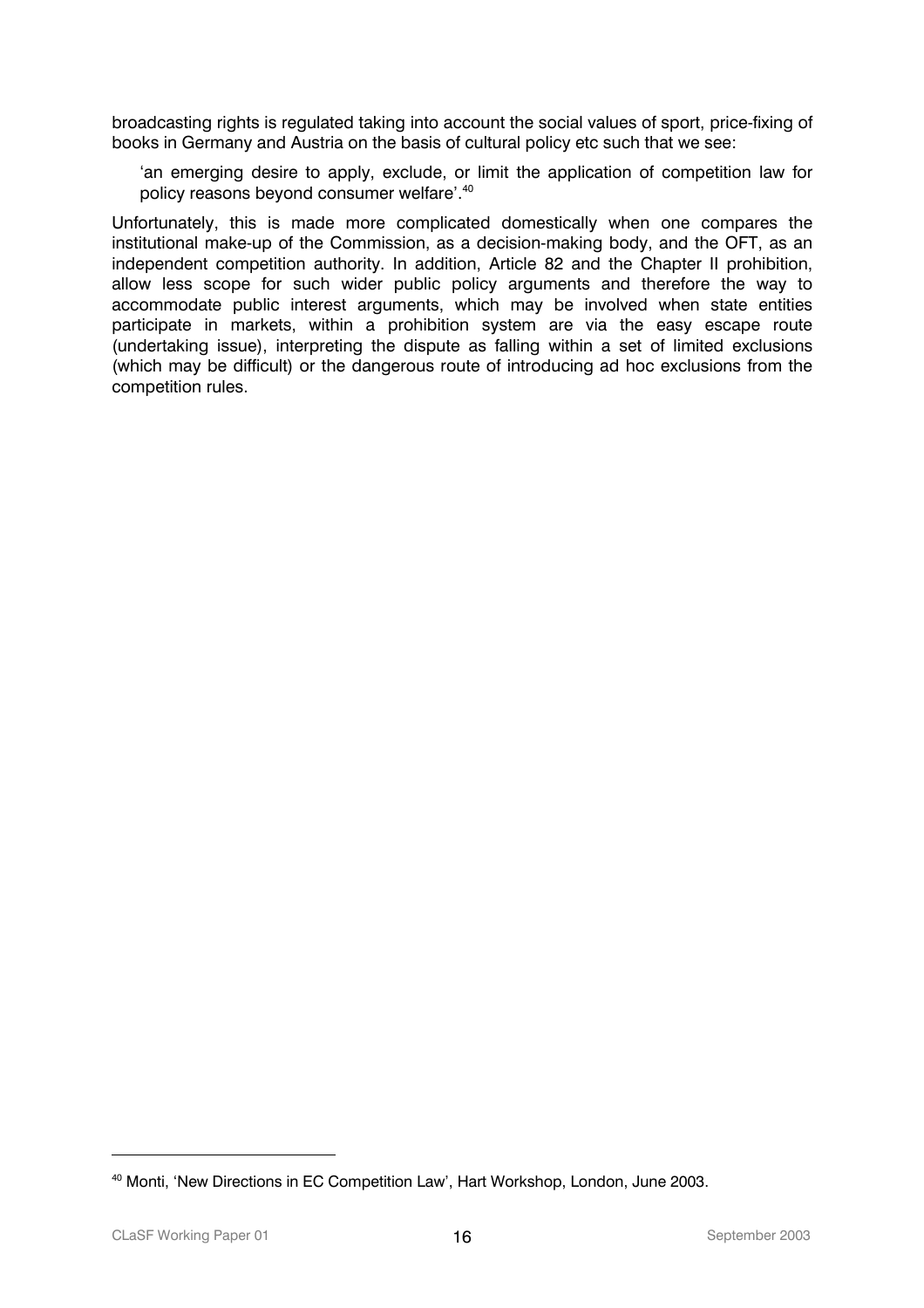broadcasting rights is regulated taking into account the social values of sport, price-fixing of books in Germany and Austria on the basis of cultural policy etc such that we see:

> 'an emerging desire to apply, exclude, or limit the application of competition law for policy reasons beyond consumer welfare'.[40]

Unfortunately, this is made more complicated domestically when one compares the institutional make-up of the Commission, as a decision-making body, and the OFT, as an independent competition authority. In addition, Article 82 and the Chapter II prohibition, allow less scope for such wider public policy arguments and therefore the way to accommodate public interest arguments, which may be involved when state entities participate in markets, within a prohibition system are via the easy escape route (undertaking issue), interpreting the dispute as falling within a set of limited exclusions (which may be difficult) or the dangerous route of introducing ad hoc exclusions from the competition rules.

---

[40] Monti, 'New Directions in EC Competition Law', Hart Workshop, London, June 2003.